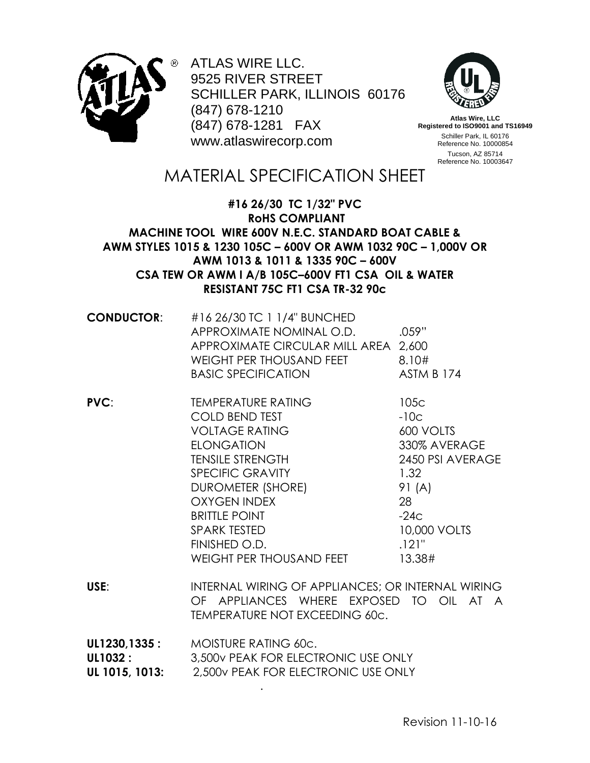ATLAS WIRE LLC.
9525 RIVER STREET
SCHILLER PARK, ILLINOIS 60176
(847) 678-1210
(847) 678-1281 FAX
www.atlaswirecorp.com

**Atlas Wire, LLC**
**Registered to ISO9001 and TS16949**
Schiller Park, IL 60176
Reference No. 10000854
Tucson, AZ 85714
Reference No. 10003647

# MATERIAL SPECIFICATION SHEET

**#16 26/30 TC 1/32" PVC**
**RoHS COMPLIANT**
**MACHINE TOOL WIRE 600V N.E.C. STANDARD BOAT CABLE &**
**AWM STYLES 1015 & 1230 105C – 600V OR AWM 1032 90C – 1,000V OR**
**AWM 1013 & 1011 & 1335 90C – 600V**
**CSA TEW OR AWM I A/B 105C–600V FT1 CSA OIL & WATER**
**RESISTANT 75C FT1 CSA TR-32 90c**

| | | |
|---|---|---|
| **CONDUCTOR**: | #16 26/30 TC 1 1/4" BUNCHED | |
| | APPROXIMATE NOMINAL O.D. | .059" |
| | APPROXIMATE CIRCULAR MILL AREA | 2,600 |
| | WEIGHT PER THOUSAND FEET | 8.10# |
| | BASIC SPECIFICATION | ASTM B 174 |
| **PVC**: | TEMPERATURE RATING | 105c |
| | COLD BEND TEST | -10c |
| | VOLTAGE RATING | 600 VOLTS |
| | ELONGATION | 330% AVERAGE |
| | TENSILE STRENGTH | 2450 PSI AVERAGE |
| | SPECIFIC GRAVITY | 1.32 |
| | DUROMETER (SHORE) | 91 (A) |
| | OXYGEN INDEX | 28 |
| | BRITTLE POINT | -24c |
| | SPARK TESTED | 10,000 VOLTS |
| | FINISHED O.D. | .121" |
| | WEIGHT PER THOUSAND FEET | 13.38# |

**USE**: INTERNAL WIRING OF APPLIANCES; OR INTERNAL WIRING OF APPLIANCES WHERE EXPOSED TO OIL AT A TEMPERATURE NOT EXCEEDING 60c.

**UL1230,1335 :** MOISTURE RATING 60c.
**UL1032 :** 3,500v PEAK FOR ELECTRONIC USE ONLY
**UL 1015, 1013:** 2,500v PEAK FOR ELECTRONIC USE ONLY

Revision 11-10-16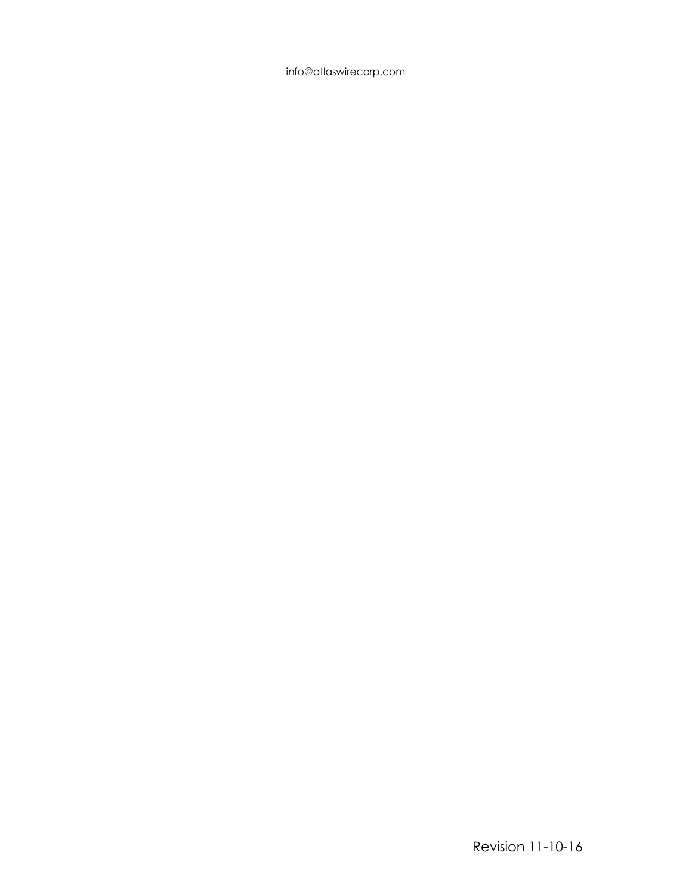info@atlaswirecorp.com

Revision 11-10-16